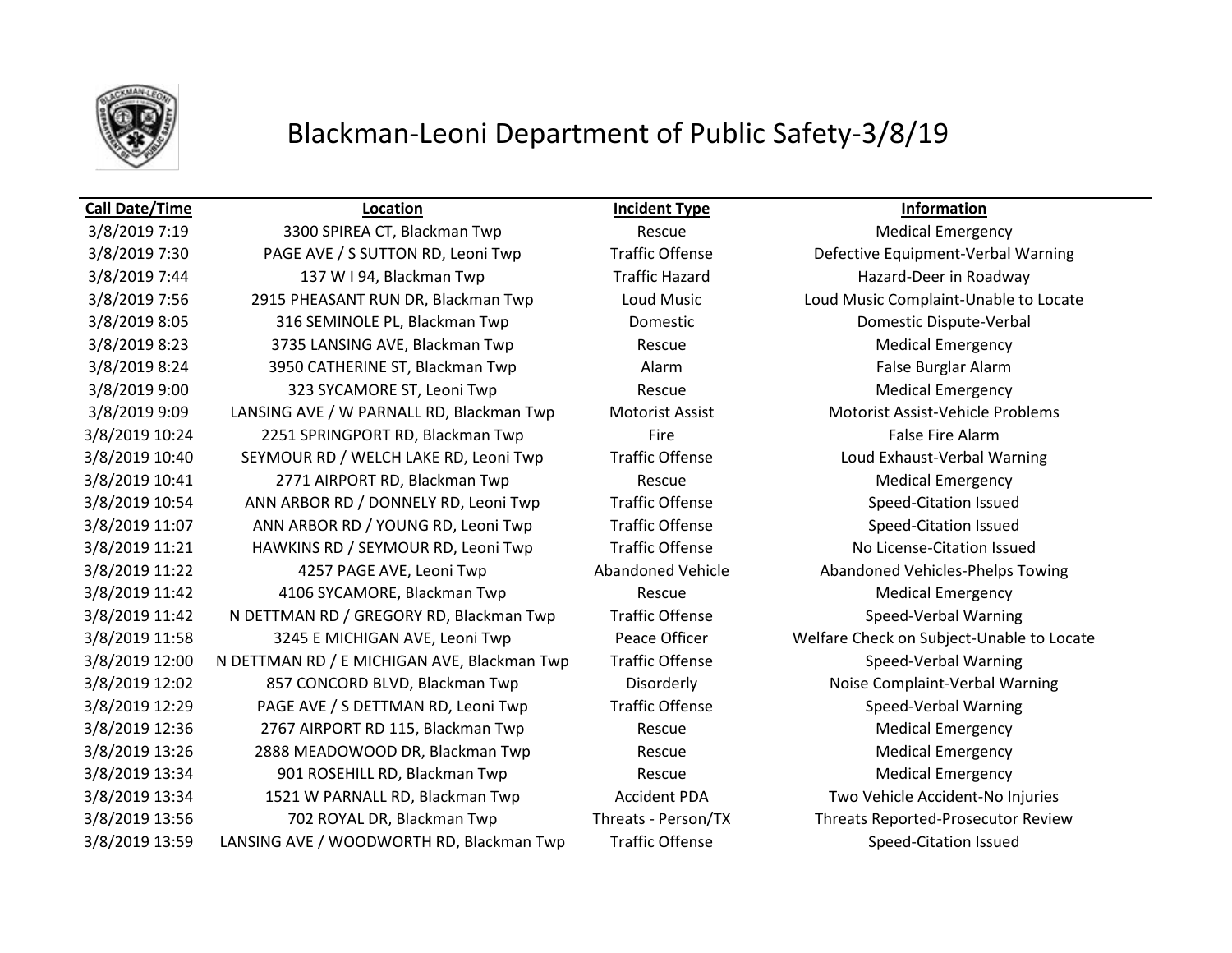# Blackman-Leoni Department of Public Safety-3/8/19

| Call Date/Time | Location | Incident Type | Information |
|---|---|---|---|
| 3/8/2019 7:19 | 3300 SPIREA CT, Blackman Twp | Rescue | Medical Emergency |
| 3/8/2019 7:30 | PAGE AVE / S SUTTON RD, Leoni Twp | Traffic Offense | Defective Equipment-Verbal Warning |
| 3/8/2019 7:44 | 137 W I 94, Blackman Twp | Traffic Hazard | Hazard-Deer in Roadway |
| 3/8/2019 7:56 | 2915 PHEASANT RUN DR, Blackman Twp | Loud Music | Loud Music Complaint-Unable to Locate |
| 3/8/2019 8:05 | 316 SEMINOLE PL, Blackman Twp | Domestic | Domestic Dispute-Verbal |
| 3/8/2019 8:23 | 3735 LANSING AVE, Blackman Twp | Rescue | Medical Emergency |
| 3/8/2019 8:24 | 3950 CATHERINE ST, Blackman Twp | Alarm | False Burglar Alarm |
| 3/8/2019 9:00 | 323 SYCAMORE ST, Leoni Twp | Rescue | Medical Emergency |
| 3/8/2019 9:09 | LANSING AVE / W PARNALL RD, Blackman Twp | Motorist Assist | Motorist Assist-Vehicle Problems |
| 3/8/2019 10:24 | 2251 SPRINGPORT RD, Blackman Twp | Fire | False Fire Alarm |
| 3/8/2019 10:40 | SEYMOUR RD / WELCH LAKE RD, Leoni Twp | Traffic Offense | Loud Exhaust-Verbal Warning |
| 3/8/2019 10:41 | 2771 AIRPORT RD, Blackman Twp | Rescue | Medical Emergency |
| 3/8/2019 10:54 | ANN ARBOR RD / DONNELY RD, Leoni Twp | Traffic Offense | Speed-Citation Issued |
| 3/8/2019 11:07 | ANN ARBOR RD / YOUNG RD, Leoni Twp | Traffic Offense | Speed-Citation Issued |
| 3/8/2019 11:21 | HAWKINS RD / SEYMOUR RD, Leoni Twp | Traffic Offense | No License-Citation Issued |
| 3/8/2019 11:22 | 4257 PAGE AVE, Leoni Twp | Abandoned Vehicle | Abandoned Vehicles-Phelps Towing |
| 3/8/2019 11:42 | 4106 SYCAMORE, Blackman Twp | Rescue | Medical Emergency |
| 3/8/2019 11:42 | N DETTMAN RD / GREGORY RD, Blackman Twp | Traffic Offense | Speed-Verbal Warning |
| 3/8/2019 11:58 | 3245 E MICHIGAN AVE, Leoni Twp | Peace Officer | Welfare Check on Subject-Unable to Locate |
| 3/8/2019 12:00 | N DETTMAN RD / E MICHIGAN AVE, Blackman Twp | Traffic Offense | Speed-Verbal Warning |
| 3/8/2019 12:02 | 857 CONCORD BLVD, Blackman Twp | Disorderly | Noise Complaint-Verbal Warning |
| 3/8/2019 12:29 | PAGE AVE / S DETTMAN RD, Leoni Twp | Traffic Offense | Speed-Verbal Warning |
| 3/8/2019 12:36 | 2767 AIRPORT RD 115, Blackman Twp | Rescue | Medical Emergency |
| 3/8/2019 13:26 | 2888 MEADOWOOD DR, Blackman Twp | Rescue | Medical Emergency |
| 3/8/2019 13:34 | 901 ROSEHILL RD, Blackman Twp | Rescue | Medical Emergency |
| 3/8/2019 13:34 | 1521 W PARNALL RD, Blackman Twp | Accident PDA | Two Vehicle Accident-No Injuries |
| 3/8/2019 13:56 | 702 ROYAL DR, Blackman Twp | Threats - Person/TX | Threats Reported-Prosecutor Review |
| 3/8/2019 13:59 | LANSING AVE / WOODWORTH RD, Blackman Twp | Traffic Offense | Speed-Citation Issued |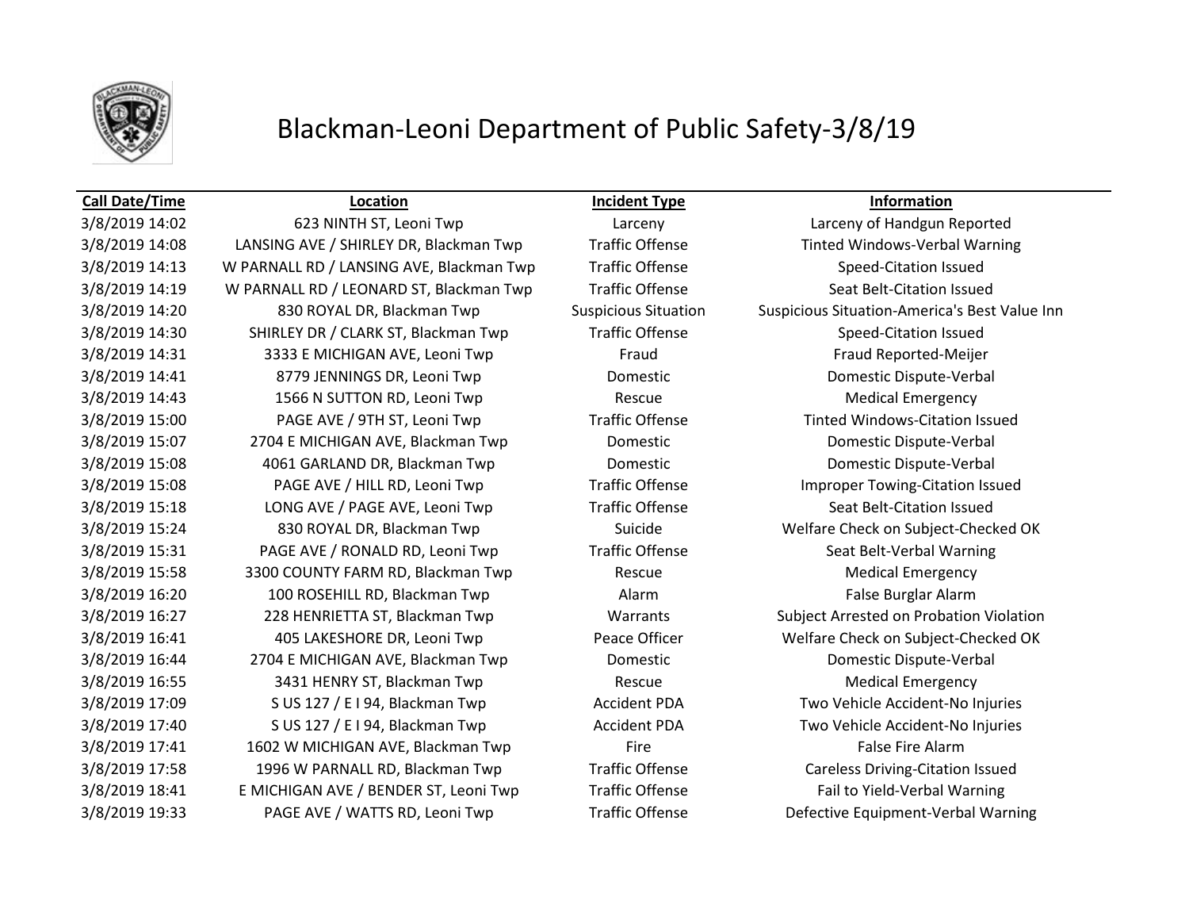# Blackman-Leoni Department of Public Safety-3/8/19

| Call Date/Time | Location | Incident Type | Information |
|---|---|---|---|
| 3/8/2019 14:02 | 623 NINTH ST, Leoni Twp | Larceny | Larceny of Handgun Reported |
| 3/8/2019 14:08 | LANSING AVE / SHIRLEY DR, Blackman Twp | Traffic Offense | Tinted Windows-Verbal Warning |
| 3/8/2019 14:13 | W PARNALL RD / LANSING AVE, Blackman Twp | Traffic Offense | Speed-Citation Issued |
| 3/8/2019 14:19 | W PARNALL RD / LEONARD ST, Blackman Twp | Traffic Offense | Seat Belt-Citation Issued |
| 3/8/2019 14:20 | 830 ROYAL DR, Blackman Twp | Suspicious Situation | Suspicious Situation-America's Best Value Inn |
| 3/8/2019 14:30 | SHIRLEY DR / CLARK ST, Blackman Twp | Traffic Offense | Speed-Citation Issued |
| 3/8/2019 14:31 | 3333 E MICHIGAN AVE, Leoni Twp | Fraud | Fraud Reported-Meijer |
| 3/8/2019 14:41 | 8779 JENNINGS DR, Leoni Twp | Domestic | Domestic Dispute-Verbal |
| 3/8/2019 14:43 | 1566 N SUTTON RD, Leoni Twp | Rescue | Medical Emergency |
| 3/8/2019 15:00 | PAGE AVE / 9TH ST, Leoni Twp | Traffic Offense | Tinted Windows-Citation Issued |
| 3/8/2019 15:07 | 2704 E MICHIGAN AVE, Blackman Twp | Domestic | Domestic Dispute-Verbal |
| 3/8/2019 15:08 | 4061 GARLAND DR, Blackman Twp | Domestic | Domestic Dispute-Verbal |
| 3/8/2019 15:08 | PAGE AVE / HILL RD, Leoni Twp | Traffic Offense | Improper Towing-Citation Issued |
| 3/8/2019 15:18 | LONG AVE / PAGE AVE, Leoni Twp | Traffic Offense | Seat Belt-Citation Issued |
| 3/8/2019 15:24 | 830 ROYAL DR, Blackman Twp | Suicide | Welfare Check on Subject-Checked OK |
| 3/8/2019 15:31 | PAGE AVE / RONALD RD, Leoni Twp | Traffic Offense | Seat Belt-Verbal Warning |
| 3/8/2019 15:58 | 3300 COUNTY FARM RD, Blackman Twp | Rescue | Medical Emergency |
| 3/8/2019 16:20 | 100 ROSEHILL RD, Blackman Twp | Alarm | False Burglar Alarm |
| 3/8/2019 16:27 | 228 HENRIETTA ST, Blackman Twp | Warrants | Subject Arrested on Probation Violation |
| 3/8/2019 16:41 | 405 LAKESHORE DR, Leoni Twp | Peace Officer | Welfare Check on Subject-Checked OK |
| 3/8/2019 16:44 | 2704 E MICHIGAN AVE, Blackman Twp | Domestic | Domestic Dispute-Verbal |
| 3/8/2019 16:55 | 3431 HENRY ST, Blackman Twp | Rescue | Medical Emergency |
| 3/8/2019 17:09 | S US 127 / E I 94, Blackman Twp | Accident PDA | Two Vehicle Accident-No Injuries |
| 3/8/2019 17:40 | S US 127 / E I 94, Blackman Twp | Accident PDA | Two Vehicle Accident-No Injuries |
| 3/8/2019 17:41 | 1602 W MICHIGAN AVE, Blackman Twp | Fire | False Fire Alarm |
| 3/8/2019 17:58 | 1996 W PARNALL RD, Blackman Twp | Traffic Offense | Careless Driving-Citation Issued |
| 3/8/2019 18:41 | E MICHIGAN AVE / BENDER ST, Leoni Twp | Traffic Offense | Fail to Yield-Verbal Warning |
| 3/8/2019 19:33 | PAGE AVE / WATTS RD, Leoni Twp | Traffic Offense | Defective Equipment-Verbal Warning |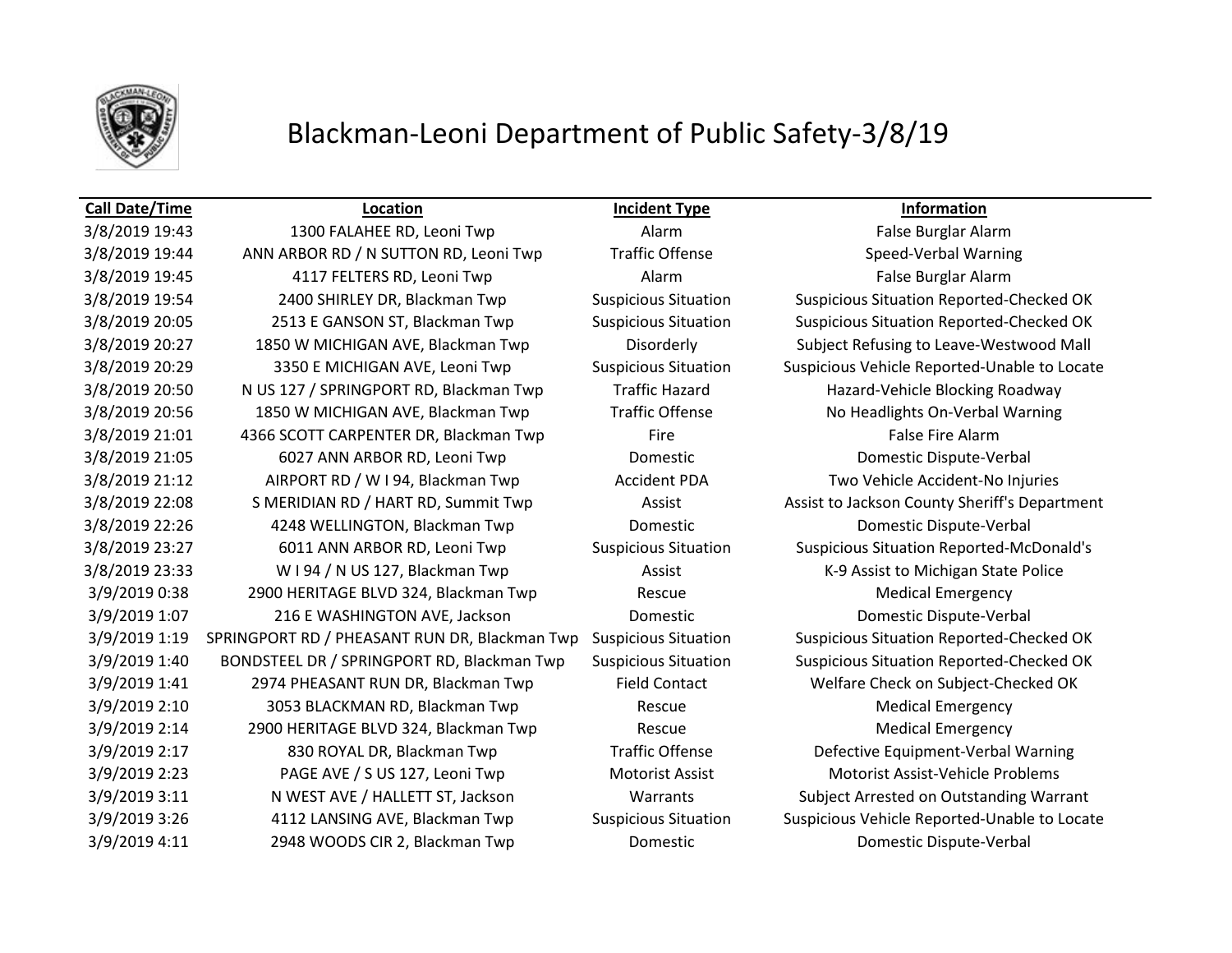# Blackman-Leoni Department of Public Safety-3/8/19

| Call Date/Time | Location | Incident Type | Information |
|---|---|---|---|
| 3/8/2019 19:43 | 1300 FALAHEE RD, Leoni Twp | Alarm | False Burglar Alarm |
| 3/8/2019 19:44 | ANN ARBOR RD / N SUTTON RD, Leoni Twp | Traffic Offense | Speed-Verbal Warning |
| 3/8/2019 19:45 | 4117 FELTERS RD, Leoni Twp | Alarm | False Burglar Alarm |
| 3/8/2019 19:54 | 2400 SHIRLEY DR, Blackman Twp | Suspicious Situation | Suspicious Situation Reported-Checked OK |
| 3/8/2019 20:05 | 2513 E GANSON ST, Blackman Twp | Suspicious Situation | Suspicious Situation Reported-Checked OK |
| 3/8/2019 20:27 | 1850 W MICHIGAN AVE, Blackman Twp | Disorderly | Subject Refusing to Leave-Westwood Mall |
| 3/8/2019 20:29 | 3350 E MICHIGAN AVE, Leoni Twp | Suspicious Situation | Suspicious Vehicle Reported-Unable to Locate |
| 3/8/2019 20:50 | N US 127 / SPRINGPORT RD, Blackman Twp | Traffic Hazard | Hazard-Vehicle Blocking Roadway |
| 3/8/2019 20:56 | 1850 W MICHIGAN AVE, Blackman Twp | Traffic Offense | No Headlights On-Verbal Warning |
| 3/8/2019 21:01 | 4366 SCOTT CARPENTER DR, Blackman Twp | Fire | False Fire Alarm |
| 3/8/2019 21:05 | 6027 ANN ARBOR RD, Leoni Twp | Domestic | Domestic Dispute-Verbal |
| 3/8/2019 21:12 | AIRPORT RD / W I 94, Blackman Twp | Accident PDA | Two Vehicle Accident-No Injuries |
| 3/8/2019 22:08 | S MERIDIAN RD / HART RD, Summit Twp | Assist | Assist to Jackson County Sheriff's Department |
| 3/8/2019 22:26 | 4248 WELLINGTON, Blackman Twp | Domestic | Domestic Dispute-Verbal |
| 3/8/2019 23:27 | 6011 ANN ARBOR RD, Leoni Twp | Suspicious Situation | Suspicious Situation Reported-McDonald's |
| 3/8/2019 23:33 | W I 94 / N US 127, Blackman Twp | Assist | K-9 Assist to Michigan State Police |
| 3/9/2019 0:38 | 2900 HERITAGE BLVD 324, Blackman Twp | Rescue | Medical Emergency |
| 3/9/2019 1:07 | 216 E WASHINGTON AVE, Jackson | Domestic | Domestic Dispute-Verbal |
| 3/9/2019 1:19 | SPRINGPORT RD / PHEASANT RUN DR, Blackman Twp | Suspicious Situation | Suspicious Situation Reported-Checked OK |
| 3/9/2019 1:40 | BONDSTEEL DR / SPRINGPORT RD, Blackman Twp | Suspicious Situation | Suspicious Situation Reported-Checked OK |
| 3/9/2019 1:41 | 2974 PHEASANT RUN DR, Blackman Twp | Field Contact | Welfare Check on Subject-Checked OK |
| 3/9/2019 2:10 | 3053 BLACKMAN RD, Blackman Twp | Rescue | Medical Emergency |
| 3/9/2019 2:14 | 2900 HERITAGE BLVD 324, Blackman Twp | Rescue | Medical Emergency |
| 3/9/2019 2:17 | 830 ROYAL DR, Blackman Twp | Traffic Offense | Defective Equipment-Verbal Warning |
| 3/9/2019 2:23 | PAGE AVE / S US 127, Leoni Twp | Motorist Assist | Motorist Assist-Vehicle Problems |
| 3/9/2019 3:11 | N WEST AVE / HALLETT ST, Jackson | Warrants | Subject Arrested on Outstanding Warrant |
| 3/9/2019 3:26 | 4112 LANSING AVE, Blackman Twp | Suspicious Situation | Suspicious Vehicle Reported-Unable to Locate |
| 3/9/2019 4:11 | 2948 WOODS CIR 2, Blackman Twp | Domestic | Domestic Dispute-Verbal |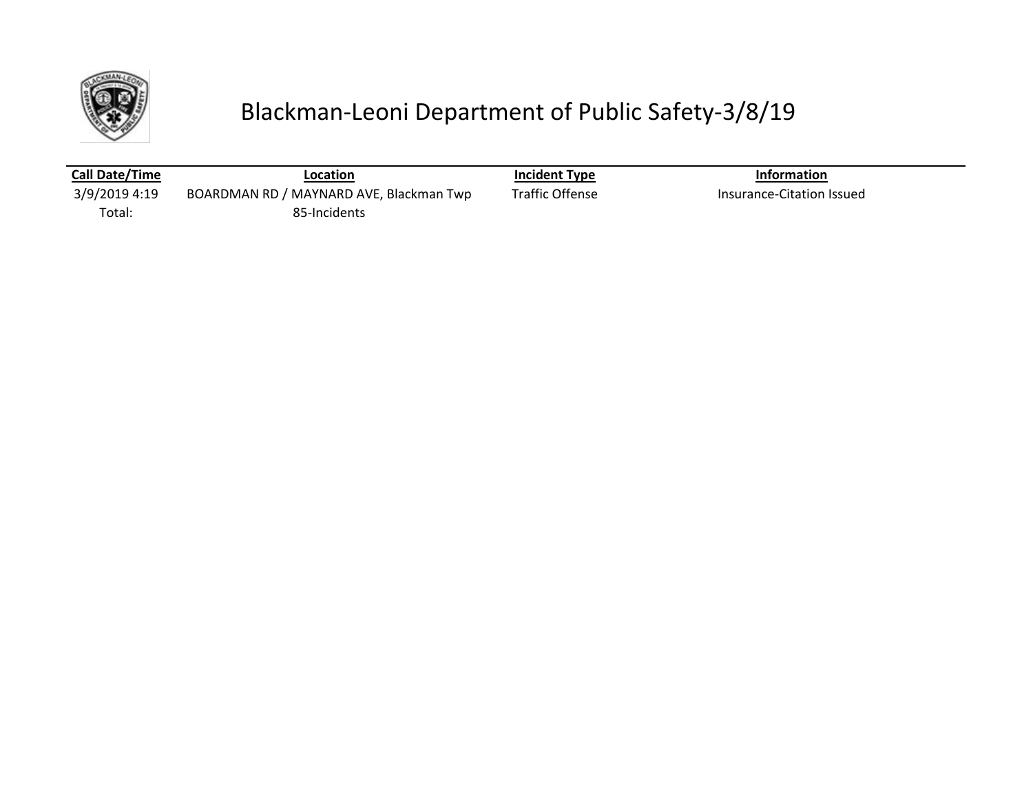# Blackman-Leoni Department of Public Safety-3/8/19

| Call Date/Time | Location | Incident Type | Information |
| --- | --- | --- | --- |
| 3/9/2019 4:19 | BOARDMAN RD / MAYNARD AVE, Blackman Twp | Traffic Offense | Insurance-Citation Issued |
| Total: | 85-Incidents | | |